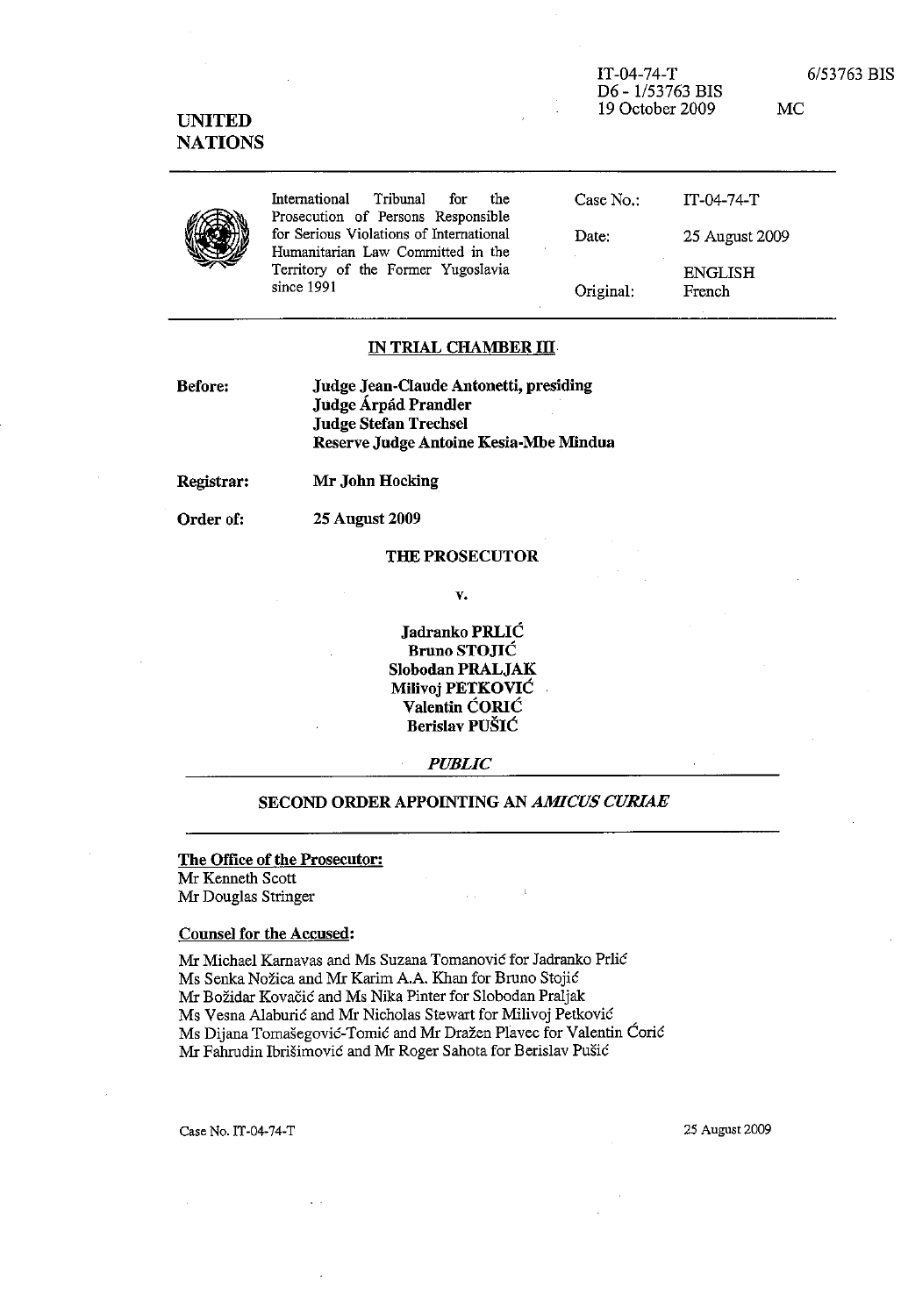IT-04-74-T
D6 - 1/53763 BIS
19 October 2009

6/53763 BIS

MC

**UNITED NATIONS**

International Tribunal for the Prosecution of Persons Responsible for Serious Violations of International Humanitarian Law Committed in the Territory of the Former Yugoslavia since 1991

| | |
|---|---|
| Case No.: | IT-04-74-T |
| Date: | 25 August 2009 |
| | ENGLISH |
| Original: | French |

**IN TRIAL CHAMBER III**

**Before:**
**Judge Jean-Claude Antonetti, presiding**
**Judge Árpád Prandler**
**Judge Stefan Trechsel**
**Reserve Judge Antoine Kesia-Mbe Mindua**

**Registrar:** **Mr John Hocking**

**Order of:** **25 August 2009**

**THE PROSECUTOR**

**v.**

**Jadranko PRLIĆ**
**Bruno STOJIĆ**
**Slobodan PRALJAK**
**Milivoj PETKOVIĆ**
**Valentin ĆORIĆ**
**Berislav PUŠIĆ**

***PUBLIC***

**SECOND ORDER APPOINTING AN *AMICUS CURIAE***

**The Office of the Prosecutor:**
Mr Kenneth Scott
Mr Douglas Stringer

**Counsel for the Accused:**

Mr Michael Karnavas and Ms Suzana Tomanović for Jadranko Prlić
Ms Senka Nožica and Mr Karim A.A. Khan for Bruno Stojić
Mr Božidar Kovačić and Ms Nika Pinter for Slobodan Praljak
Ms Vesna Alaburić and Mr Nicholas Stewart for Milivoj Petković
Ms Dijana Tomašegović-Tomić and Mr Dražen Plavec for Valentin Ćorić
Mr Fahrudin Ibrišimović and Mr Roger Sahota for Berislav Pušić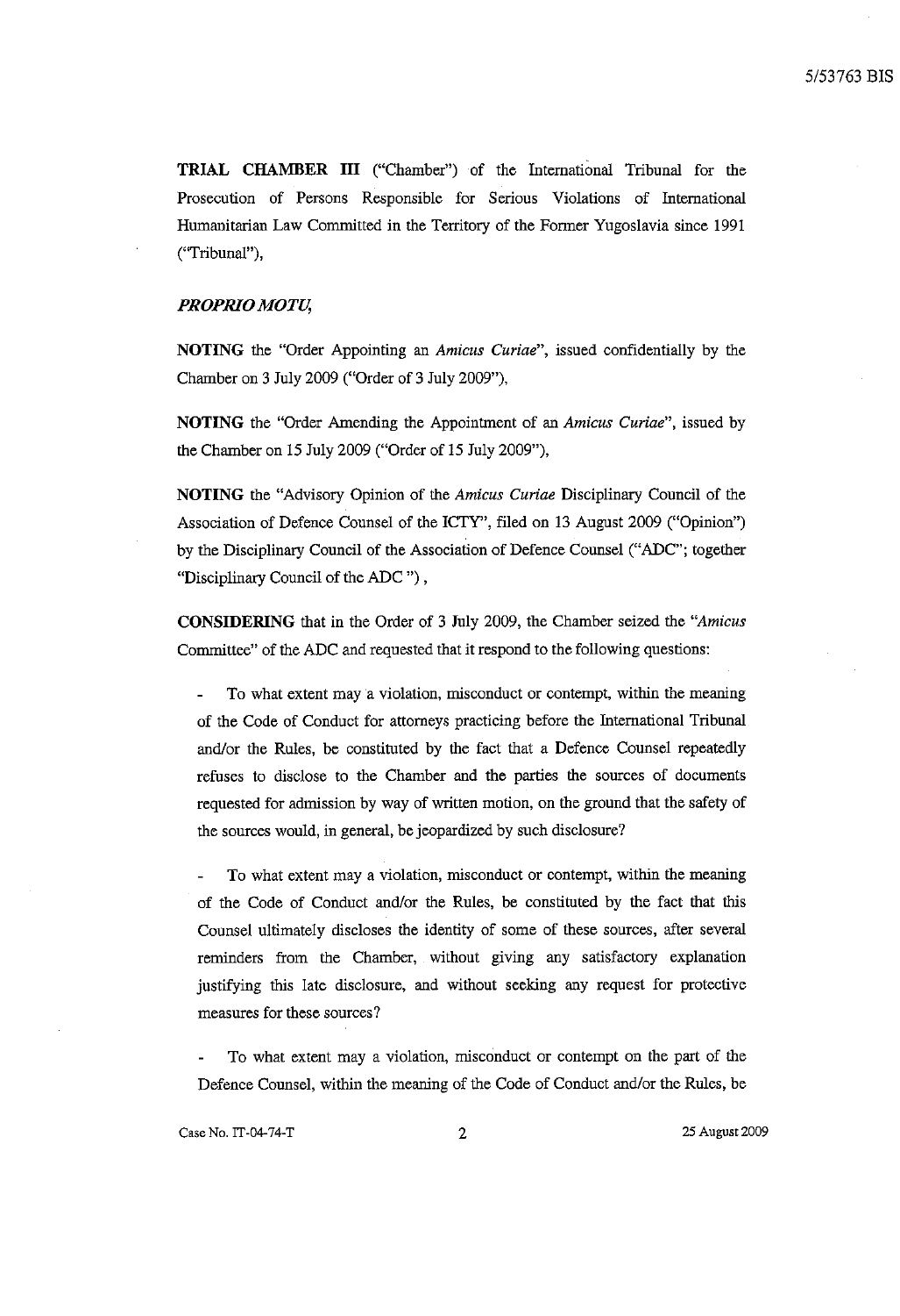**TRIAL CHAMBER III** ("Chamber") of the International Tribunal for the Prosecution of Persons Responsible for Serious Violations of International Humanitarian Law Committed in the Territory of the Former Yugoslavia since 1991 ("Tribunal"),

***PROPRIO MOTU,***

**NOTING** the "Order Appointing an *Amicus Curiae*", issued confidentially by the Chamber on 3 July 2009 ("Order of 3 July 2009"),

**NOTING** the "Order Amending the Appointment of an *Amicus Curiae*", issued by the Chamber on 15 July 2009 ("Order of 15 July 2009"),

**NOTING** the "Advisory Opinion of the *Amicus Curiae* Disciplinary Council of the Association of Defence Counsel of the ICTY", filed on 13 August 2009 ("Opinion") by the Disciplinary Council of the Association of Defence Counsel ("ADC"; together "Disciplinary Council of the ADC "),

**CONSIDERING** that in the Order of 3 July 2009, the Chamber seized the "*Amicus* Committee" of the ADC and requested that it respond to the following questions:

- To what extent may a violation, misconduct or contempt, within the meaning of the Code of Conduct for attorneys practicing before the International Tribunal and/or the Rules, be constituted by the fact that a Defence Counsel repeatedly refuses to disclose to the Chamber and the parties the sources of documents requested for admission by way of written motion, on the ground that the safety of the sources would, in general, be jeopardized by such disclosure?

- To what extent may a violation, misconduct or contempt, within the meaning of the Code of Conduct and/or the Rules, be constituted by the fact that this Counsel ultimately discloses the identity of some of these sources, after several reminders from the Chamber, without giving any satisfactory explanation justifying this late disclosure, and without seeking any request for protective measures for these sources?

- To what extent may a violation, misconduct or contempt on the part of the Defence Counsel, within the meaning of the Code of Conduct and/or the Rules, be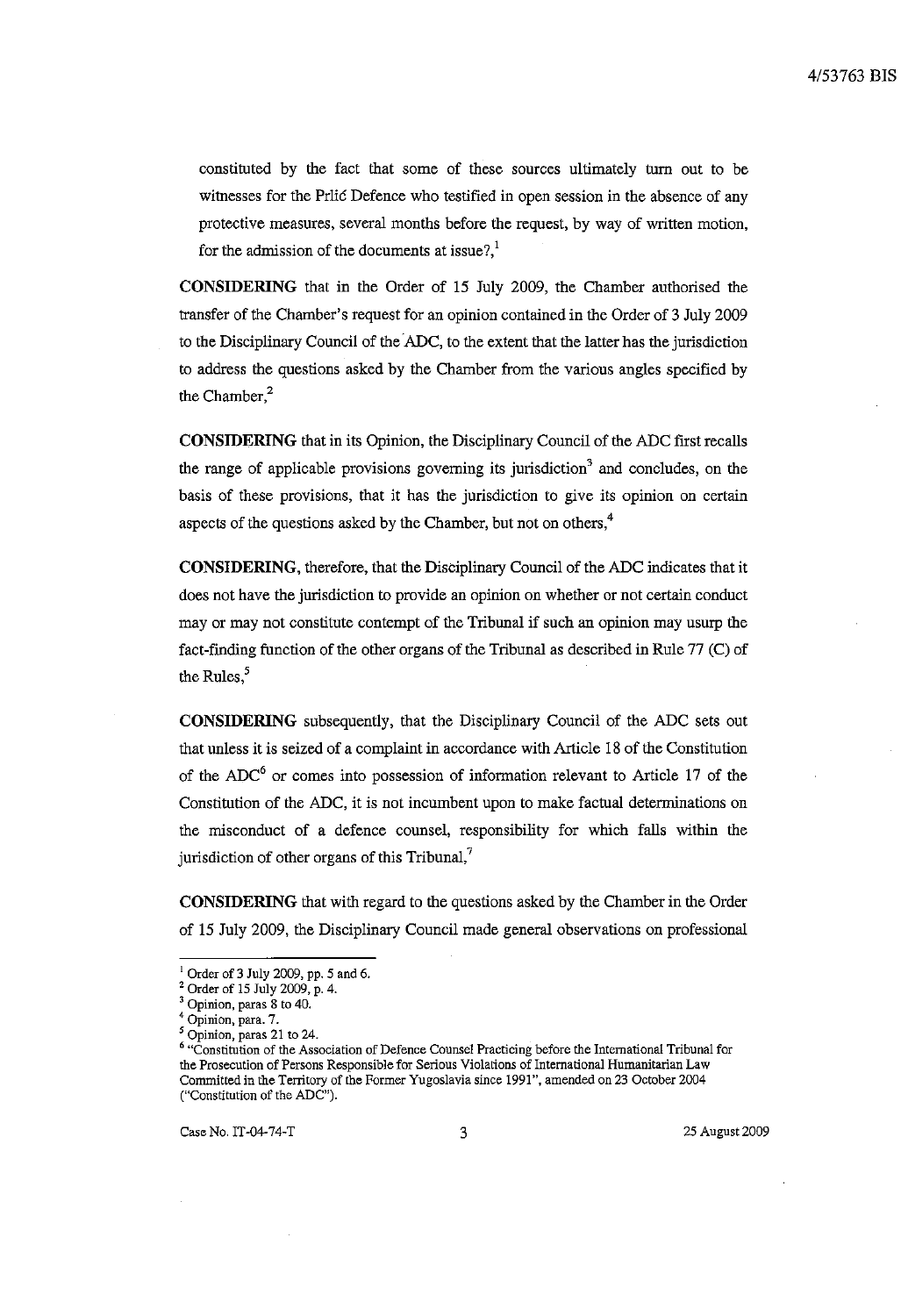constituted by the fact that some of these sources ultimately turn out to be witnesses for the Prlić Defence who testified in open session in the absence of any protective measures, several months before the request, by way of written motion, for the admission of the documents at issue?,[1]

**CONSIDERING** that in the Order of 15 July 2009, the Chamber authorised the transfer of the Chamber's request for an opinion contained in the Order of 3 July 2009 to the Disciplinary Council of the ADC, to the extent that the latter has the jurisdiction to address the questions asked by the Chamber from the various angles specified by the Chamber,[2]

**CONSIDERING** that in its Opinion, the Disciplinary Council of the ADC first recalls the range of applicable provisions governing its jurisdiction[3] and concludes, on the basis of these provisions, that it has the jurisdiction to give its opinion on certain aspects of the questions asked by the Chamber, but not on others,[4]

**CONSIDERING**, therefore, that the Disciplinary Council of the ADC indicates that it does not have the jurisdiction to provide an opinion on whether or not certain conduct may or may not constitute contempt of the Tribunal if such an opinion may usurp the fact-finding function of the other organs of the Tribunal as described in Rule 77 (C) of the Rules,[5]

**CONSIDERING** subsequently, that the Disciplinary Council of the ADC sets out that unless it is seized of a complaint in accordance with Article 18 of the Constitution of the ADC[6] or comes into possession of information relevant to Article 17 of the Constitution of the ADC, it is not incumbent upon to make factual determinations on the misconduct of a defence counsel, responsibility for which falls within the jurisdiction of other organs of this Tribunal,[7]

**CONSIDERING** that with regard to the questions asked by the Chamber in the Order of 15 July 2009, the Disciplinary Council made general observations on professional

---

[1] Order of 3 July 2009, pp. 5 and 6.

[2] Order of 15 July 2009, p. 4.

[3] Opinion, paras 8 to 40.

[4] Opinion, para. 7.

[5] Opinion, paras 21 to 24.

[6] "Constitution of the Association of Defence Counsel Practicing before the International Tribunal for the Prosecution of Persons Responsible for Serious Violations of International Humanitarian Law Committed in the Territory of the Former Yugoslavia since 1991", amended on 23 October 2004 ("Constitution of the ADC").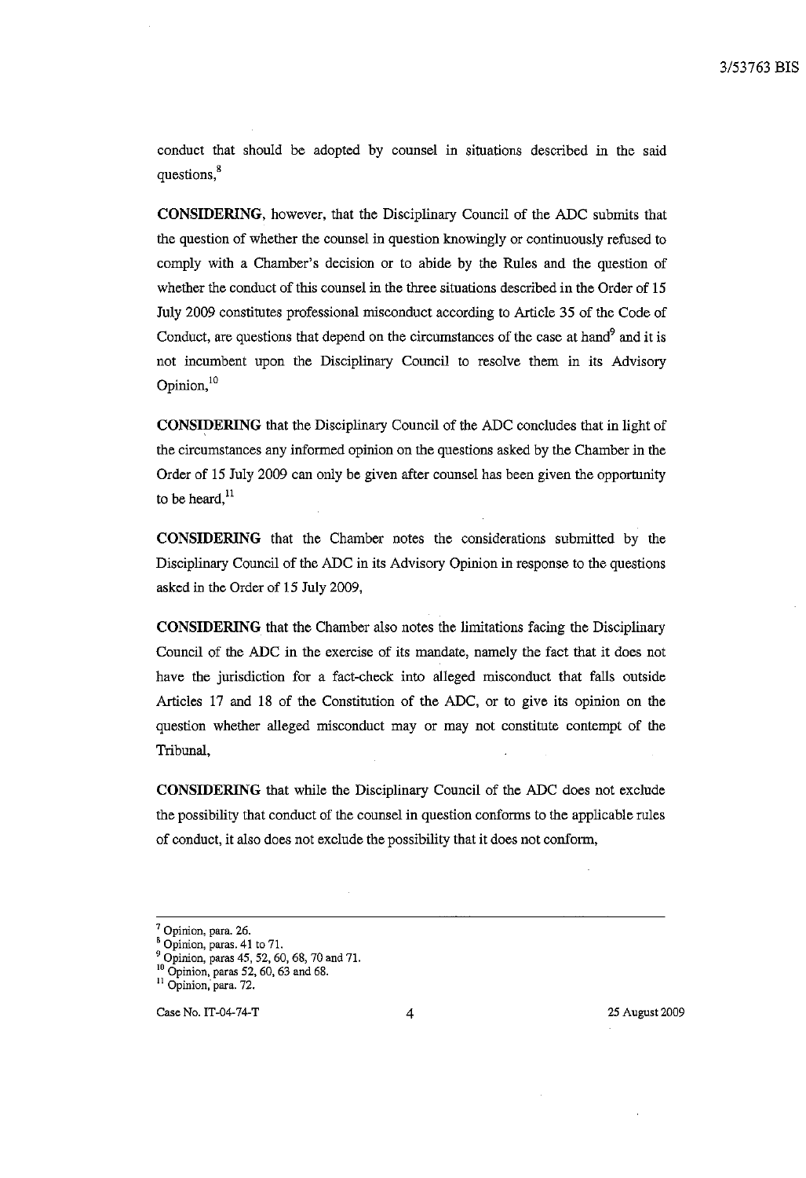conduct that should be adopted by counsel in situations described in the said questions,[8]

**CONSIDERING**, however, that the Disciplinary Council of the ADC submits that the question of whether the counsel in question knowingly or continuously refused to comply with a Chamber's decision or to abide by the Rules and the question of whether the conduct of this counsel in the three situations described in the Order of 15 July 2009 constitutes professional misconduct according to Article 35 of the Code of Conduct, are questions that depend on the circumstances of the case at hand[9] and it is not incumbent upon the Disciplinary Council to resolve them in its Advisory Opinion,[10]

**CONSIDERING** that the Disciplinary Council of the ADC concludes that in light of the circumstances any informed opinion on the questions asked by the Chamber in the Order of 15 July 2009 can only be given after counsel has been given the opportunity to be heard,[11]

**CONSIDERING** that the Chamber notes the considerations submitted by the Disciplinary Council of the ADC in its Advisory Opinion in response to the questions asked in the Order of 15 July 2009,

**CONSIDERING** that the Chamber also notes the limitations facing the Disciplinary Council of the ADC in the exercise of its mandate, namely the fact that it does not have the jurisdiction for a fact-check into alleged misconduct that falls outside Articles 17 and 18 of the Constitution of the ADC, or to give its opinion on the question whether alleged misconduct may or may not constitute contempt of the Tribunal,

**CONSIDERING** that while the Disciplinary Council of the ADC does not exclude the possibility that conduct of the counsel in question conforms to the applicable rules of conduct, it also does not exclude the possibility that it does not conform,

---

[7] Opinion, para. 26.
[8] Opinion, paras. 41 to 71.
[9] Opinion, paras 45, 52, 60, 68, 70 and 71.
[10] Opinion, paras 52, 60, 63 and 68.
[11] Opinion, para. 72.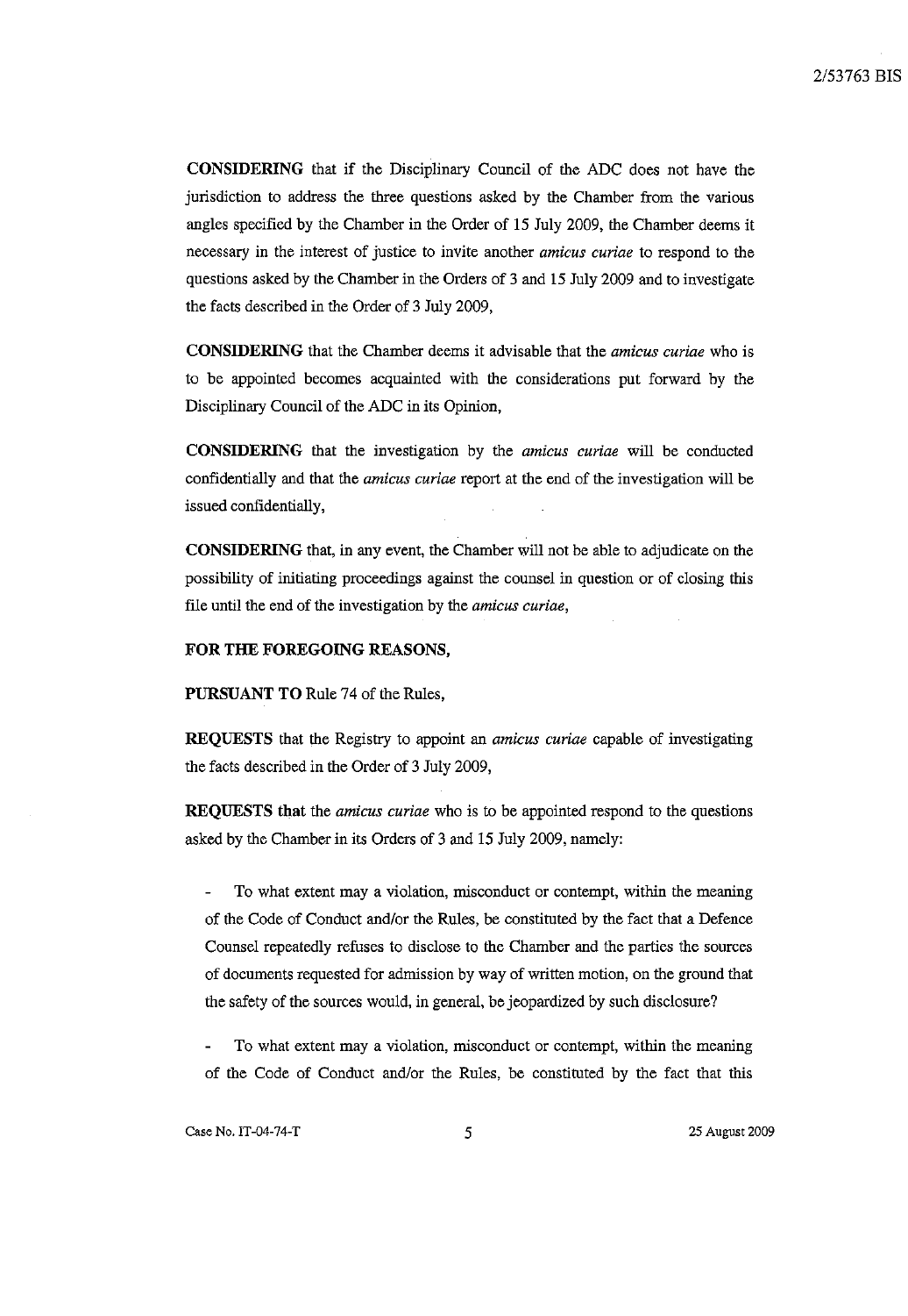**CONSIDERING** that if the Disciplinary Council of the ADC does not have the jurisdiction to address the three questions asked by the Chamber from the various angles specified by the Chamber in the Order of 15 July 2009, the Chamber deems it necessary in the interest of justice to invite another *amicus curiae* to respond to the questions asked by the Chamber in the Orders of 3 and 15 July 2009 and to investigate the facts described in the Order of 3 July 2009,

**CONSIDERING** that the Chamber deems it advisable that the *amicus curiae* who is to be appointed becomes acquainted with the considerations put forward by the Disciplinary Council of the ADC in its Opinion,

**CONSIDERING** that the investigation by the *amicus curiae* will be conducted confidentially and that the *amicus curiae* report at the end of the investigation will be issued confidentially,

**CONSIDERING** that, in any event, the Chamber will not be able to adjudicate on the possibility of initiating proceedings against the counsel in question or of closing this file until the end of the investigation by the *amicus curiae*,

**FOR THE FOREGOING REASONS,**

**PURSUANT TO** Rule 74 of the Rules,

**REQUESTS** that the Registry to appoint an *amicus curiae* capable of investigating the facts described in the Order of 3 July 2009,

**REQUESTS that** the *amicus curiae* who is to be appointed respond to the questions asked by the Chamber in its Orders of 3 and 15 July 2009, namely:

- To what extent may a violation, misconduct or contempt, within the meaning of the Code of Conduct and/or the Rules, be constituted by the fact that a Defence Counsel repeatedly refuses to disclose to the Chamber and the parties the sources of documents requested for admission by way of written motion, on the ground that the safety of the sources would, in general, be jeopardized by such disclosure?

- To what extent may a violation, misconduct or contempt, within the meaning of the Code of Conduct and/or the Rules, be constituted by the fact that this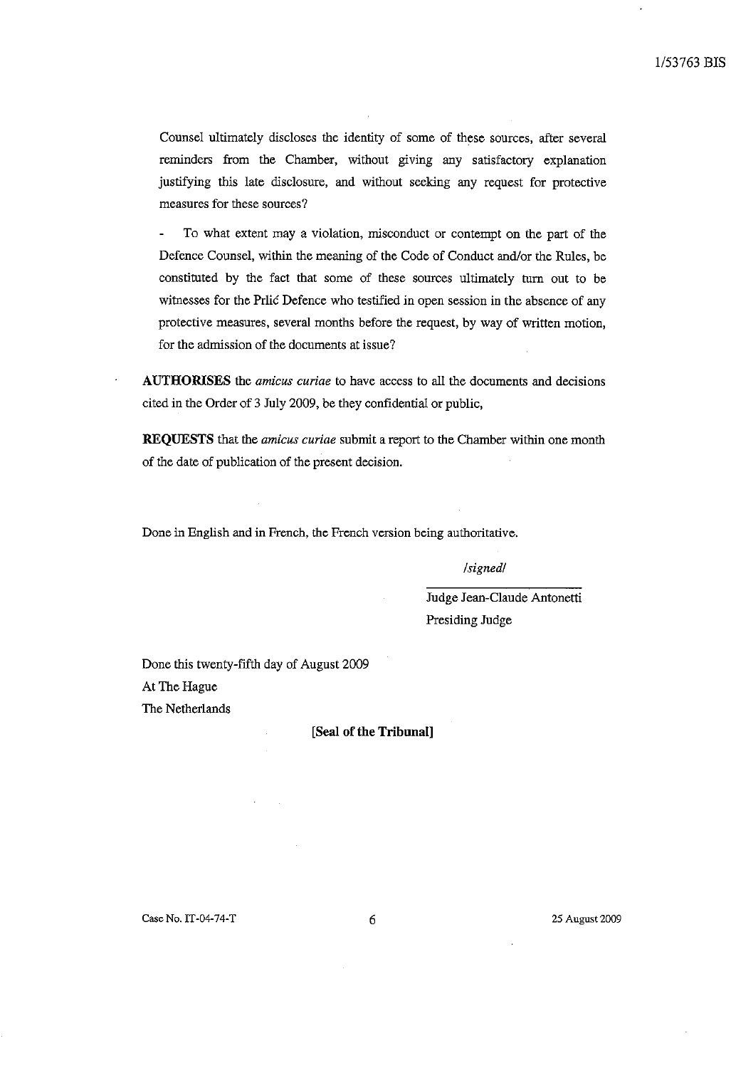Counsel ultimately discloses the identity of some of these sources, after several reminders from the Chamber, without giving any satisfactory explanation justifying this late disclosure, and without seeking any request for protective measures for these sources?

- To what extent may a violation, misconduct or contempt on the part of the Defence Counsel, within the meaning of the Code of Conduct and/or the Rules, be constituted by the fact that some of these sources ultimately turn out to be witnesses for the Prlić Defence who testified in open session in the absence of any protective measures, several months before the request, by way of written motion, for the admission of the documents at issue?

**AUTHORISES** the *amicus curiae* to have access to all the documents and decisions cited in the Order of 3 July 2009, be they confidential or public,

**REQUESTS** that the *amicus curiae* submit a report to the Chamber within one month of the date of publication of the present decision.

Done in English and in French, the French version being authoritative.

*/signed/*

Judge Jean-Claude Antonetti
Presiding Judge

Done this twenty-fifth day of August 2009
At The Hague
The Netherlands

**[Seal of the Tribunal]**